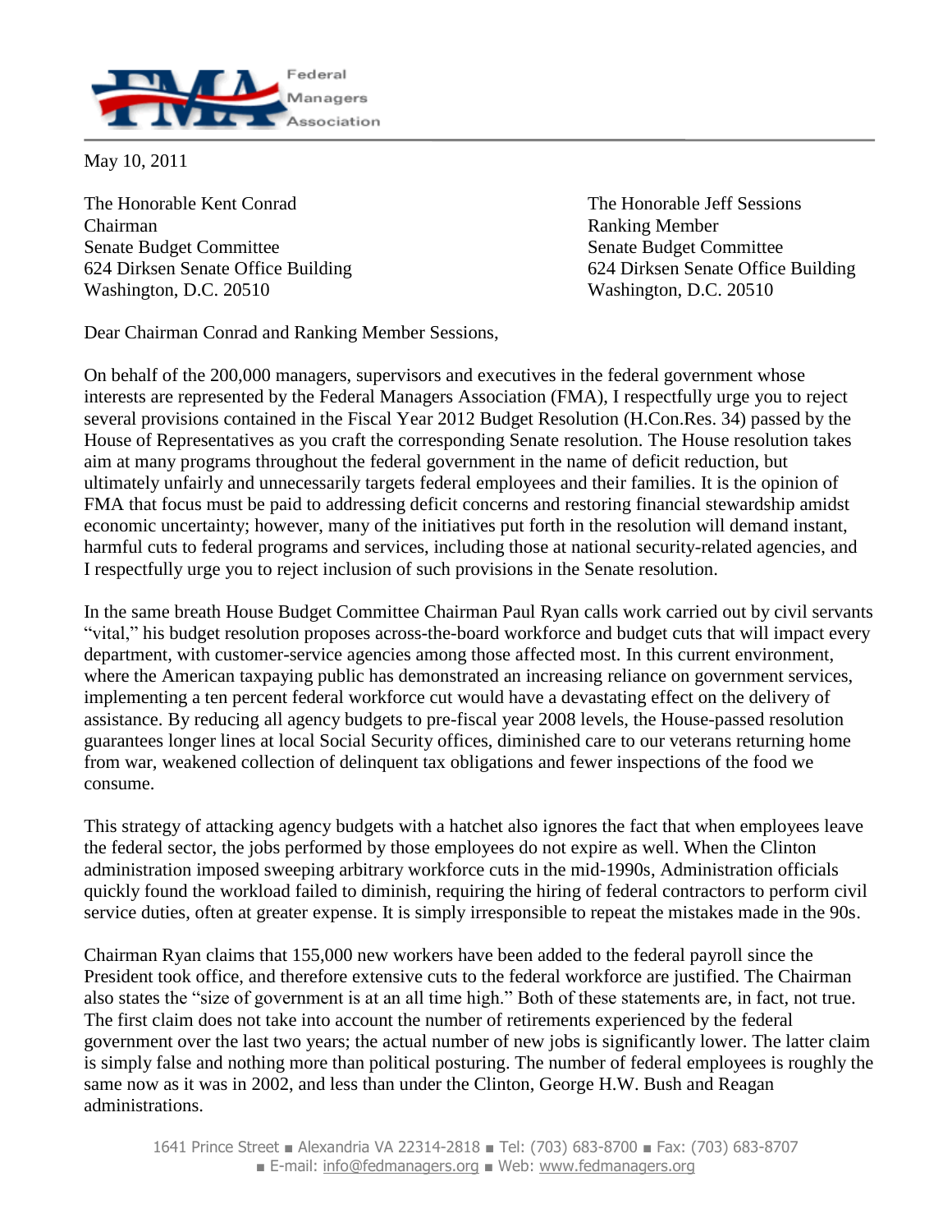Federal Managers Association

May 10, 2011

The Honorable Kent Conrad
Chairman
Senate Budget Committee
624 Dirksen Senate Office Building
Washington, D.C. 20510

The Honorable Jeff Sessions
Ranking Member
Senate Budget Committee
624 Dirksen Senate Office Building
Washington, D.C. 20510

Dear Chairman Conrad and Ranking Member Sessions,

On behalf of the 200,000 managers, supervisors and executives in the federal government whose interests are represented by the Federal Managers Association (FMA), I respectfully urge you to reject several provisions contained in the Fiscal Year 2012 Budget Resolution (H.Con.Res. 34) passed by the House of Representatives as you craft the corresponding Senate resolution. The House resolution takes aim at many programs throughout the federal government in the name of deficit reduction, but ultimately unfairly and unnecessarily targets federal employees and their families. It is the opinion of FMA that focus must be paid to addressing deficit concerns and restoring financial stewardship amidst economic uncertainty; however, many of the initiatives put forth in the resolution will demand instant, harmful cuts to federal programs and services, including those at national security-related agencies, and I respectfully urge you to reject inclusion of such provisions in the Senate resolution.

In the same breath House Budget Committee Chairman Paul Ryan calls work carried out by civil servants "vital," his budget resolution proposes across-the-board workforce and budget cuts that will impact every department, with customer-service agencies among those affected most. In this current environment, where the American taxpaying public has demonstrated an increasing reliance on government services, implementing a ten percent federal workforce cut would have a devastating effect on the delivery of assistance. By reducing all agency budgets to pre-fiscal year 2008 levels, the House-passed resolution guarantees longer lines at local Social Security offices, diminished care to our veterans returning home from war, weakened collection of delinquent tax obligations and fewer inspections of the food we consume.

This strategy of attacking agency budgets with a hatchet also ignores the fact that when employees leave the federal sector, the jobs performed by those employees do not expire as well. When the Clinton administration imposed sweeping arbitrary workforce cuts in the mid-1990s, Administration officials quickly found the workload failed to diminish, requiring the hiring of federal contractors to perform civil service duties, often at greater expense. It is simply irresponsible to repeat the mistakes made in the 90s.

Chairman Ryan claims that 155,000 new workers have been added to the federal payroll since the President took office, and therefore extensive cuts to the federal workforce are justified. The Chairman also states the "size of government is at an all time high." Both of these statements are, in fact, not true. The first claim does not take into account the number of retirements experienced by the federal government over the last two years; the actual number of new jobs is significantly lower. The latter claim is simply false and nothing more than political posturing. The number of federal employees is roughly the same now as it was in 2002, and less than under the Clinton, George H.W. Bush and Reagan administrations.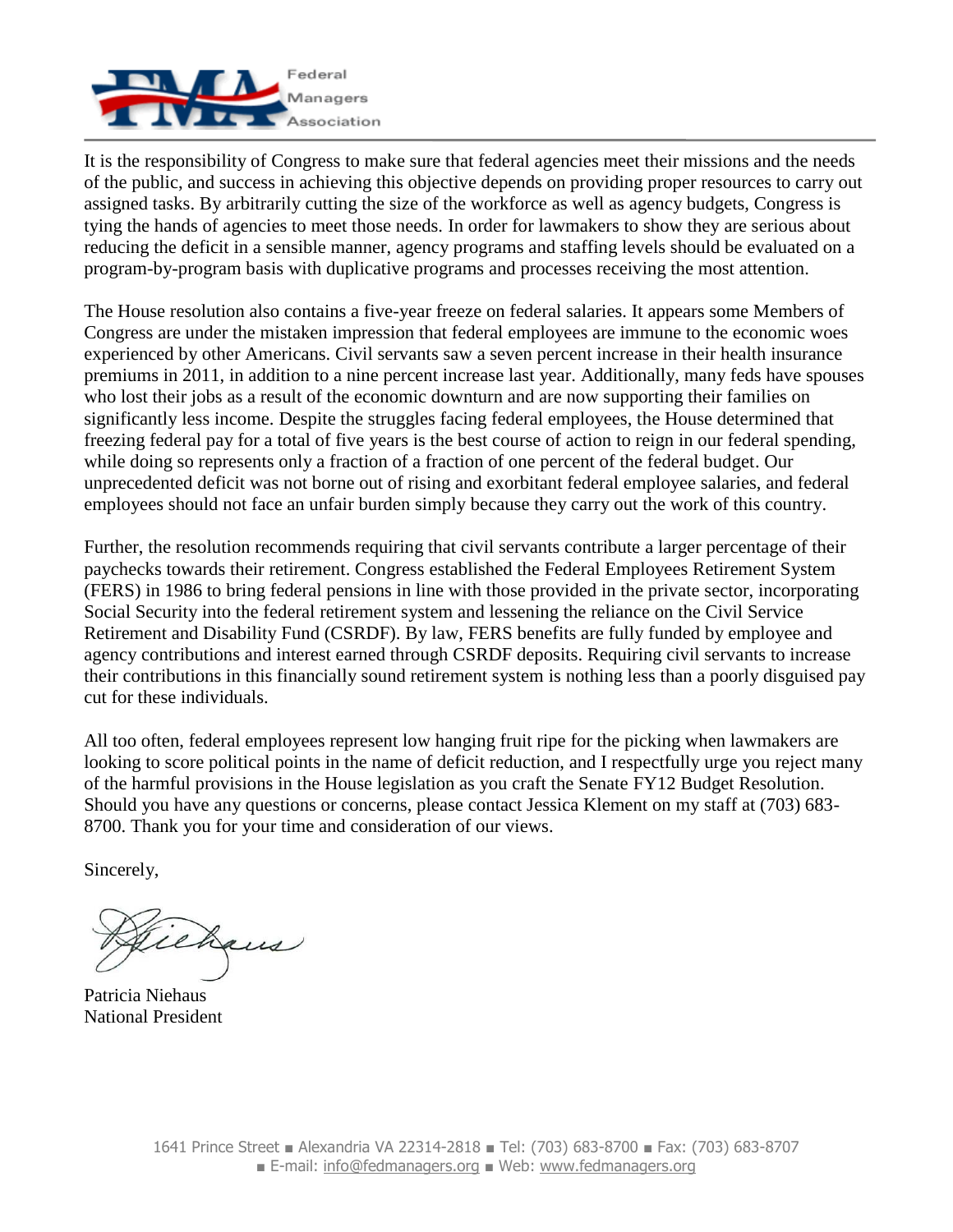It is the responsibility of Congress to make sure that federal agencies meet their missions and the needs of the public, and success in achieving this objective depends on providing proper resources to carry out assigned tasks. By arbitrarily cutting the size of the workforce as well as agency budgets, Congress is tying the hands of agencies to meet those needs. In order for lawmakers to show they are serious about reducing the deficit in a sensible manner, agency programs and staffing levels should be evaluated on a program-by-program basis with duplicative programs and processes receiving the most attention.

The House resolution also contains a five-year freeze on federal salaries. It appears some Members of Congress are under the mistaken impression that federal employees are immune to the economic woes experienced by other Americans. Civil servants saw a seven percent increase in their health insurance premiums in 2011, in addition to a nine percent increase last year. Additionally, many feds have spouses who lost their jobs as a result of the economic downturn and are now supporting their families on significantly less income. Despite the struggles facing federal employees, the House determined that freezing federal pay for a total of five years is the best course of action to reign in our federal spending, while doing so represents only a fraction of a fraction of one percent of the federal budget. Our unprecedented deficit was not borne out of rising and exorbitant federal employee salaries, and federal employees should not face an unfair burden simply because they carry out the work of this country.

Further, the resolution recommends requiring that civil servants contribute a larger percentage of their paychecks towards their retirement. Congress established the Federal Employees Retirement System (FERS) in 1986 to bring federal pensions in line with those provided in the private sector, incorporating Social Security into the federal retirement system and lessening the reliance on the Civil Service Retirement and Disability Fund (CSRDF). By law, FERS benefits are fully funded by employee and agency contributions and interest earned through CSRDF deposits. Requiring civil servants to increase their contributions in this financially sound retirement system is nothing less than a poorly disguised pay cut for these individuals.

All too often, federal employees represent low hanging fruit ripe for the picking when lawmakers are looking to score political points in the name of deficit reduction, and I respectfully urge you reject many of the harmful provisions in the House legislation as you craft the Senate FY12 Budget Resolution. Should you have any questions or concerns, please contact Jessica Klement on my staff at (703) 683-8700. Thank you for your time and consideration of our views.

Sincerely,

Patricia Niehaus
National President

1641 Prince Street ■ Alexandria VA 22314-2818 ■ Tel: (703) 683-8700 ■ Fax: (703) 683-8707 ■ E-mail: info@fedmanagers.org ■ Web: www.fedmanagers.org